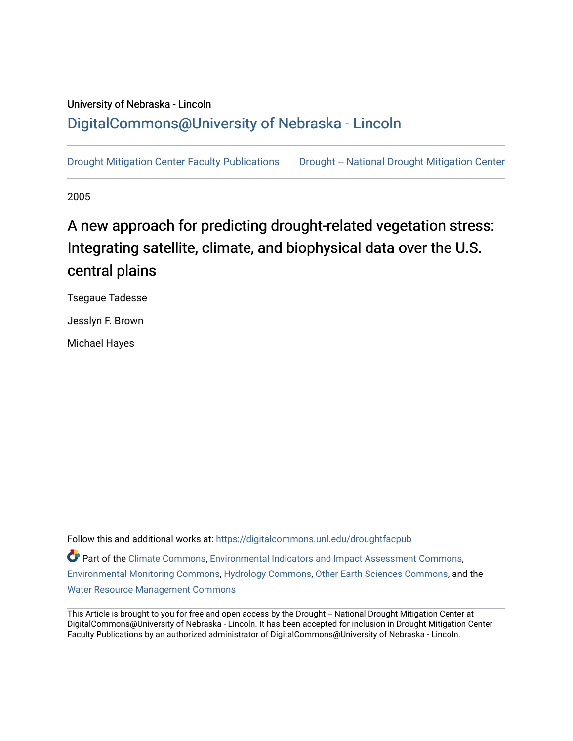University of Nebraska - Lincoln

DigitalCommons@University of Nebraska - Lincoln

Drought Mitigation Center Faculty Publications    Drought -- National Drought Mitigation Center

2005

# A new approach for predicting drought-related vegetation stress: Integrating satellite, climate, and biophysical data over the U.S. central plains

Tsegaue Tadesse

Jesslyn F. Brown

Michael Hayes

Follow this and additional works at: https://digitalcommons.unl.edu/droughtfacpub

Part of the Climate Commons, Environmental Indicators and Impact Assessment Commons, Environmental Monitoring Commons, Hydrology Commons, Other Earth Sciences Commons, and the Water Resource Management Commons

This Article is brought to you for free and open access by the Drought -- National Drought Mitigation Center at DigitalCommons@University of Nebraska - Lincoln. It has been accepted for inclusion in Drought Mitigation Center Faculty Publications by an authorized administrator of DigitalCommons@University of Nebraska - Lincoln.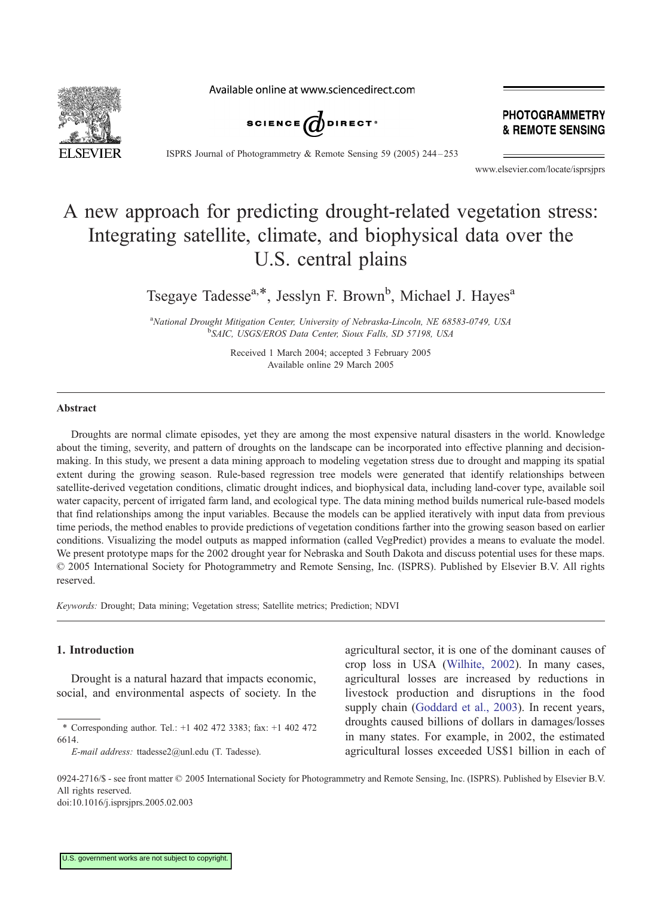# A new approach for predicting drought-related vegetation stress: Integrating satellite, climate, and biophysical data over the U.S. central plains

Tsegaye Tadesse[a,*], Jesslyn F. Brown[b], Michael J. Hayes[a]

[a]*National Drought Mitigation Center, University of Nebraska-Lincoln, NE 68583-0749, USA*
[b]*SAIC, USGS/EROS Data Center, Sioux Falls, SD 57198, USA*

Received 1 March 2004; accepted 3 February 2005
Available online 29 March 2005

## Abstract

Droughts are normal climate episodes, yet they are among the most expensive natural disasters in the world. Knowledge about the timing, severity, and pattern of droughts on the landscape can be incorporated into effective planning and decision-making. In this study, we present a data mining approach to modeling vegetation stress due to drought and mapping its spatial extent during the growing season. Rule-based regression tree models were generated that identify relationships between satellite-derived vegetation conditions, climatic drought indices, and biophysical data, including land-cover type, available soil water capacity, percent of irrigated farm land, and ecological type. The data mining method builds numerical rule-based models that find relationships among the input variables. Because the models can be applied iteratively with input data from previous time periods, the method enables to provide predictions of vegetation conditions farther into the growing season based on earlier conditions. Visualizing the model outputs as mapped information (called VegPredict) provides a means to evaluate the model. We present prototype maps for the 2002 drought year for Nebraska and South Dakota and discuss potential uses for these maps.
© 2005 International Society for Photogrammetry and Remote Sensing, Inc. (ISPRS). Published by Elsevier B.V. All rights reserved.

*Keywords:* Drought; Data mining; Vegetation stress; Satellite metrics; Prediction; NDVI

## 1. Introduction

Drought is a natural hazard that impacts economic, social, and environmental aspects of society. In the agricultural sector, it is one of the dominant causes of crop loss in USA (Wilhite, 2002). In many cases, agricultural losses are increased by reductions in livestock production and disruptions in the food supply chain (Goddard et al., 2003). In recent years, droughts caused billions of dollars in damages/losses in many states. For example, in 2002, the estimated agricultural losses exceeded US$1 billion in each of

\* Corresponding author. Tel.: +1 402 472 3383; fax: +1 402 472 6614.
*E-mail address:* ttadesse2@unl.edu (T. Tadesse).

0924-2716/$ - see front matter © 2005 International Society for Photogrammetry and Remote Sensing, Inc. (ISPRS). Published by Elsevier B.V. All rights reserved.
doi:10.1016/j.isprsjprs.2005.02.003

U.S. government works are not subject to copyright.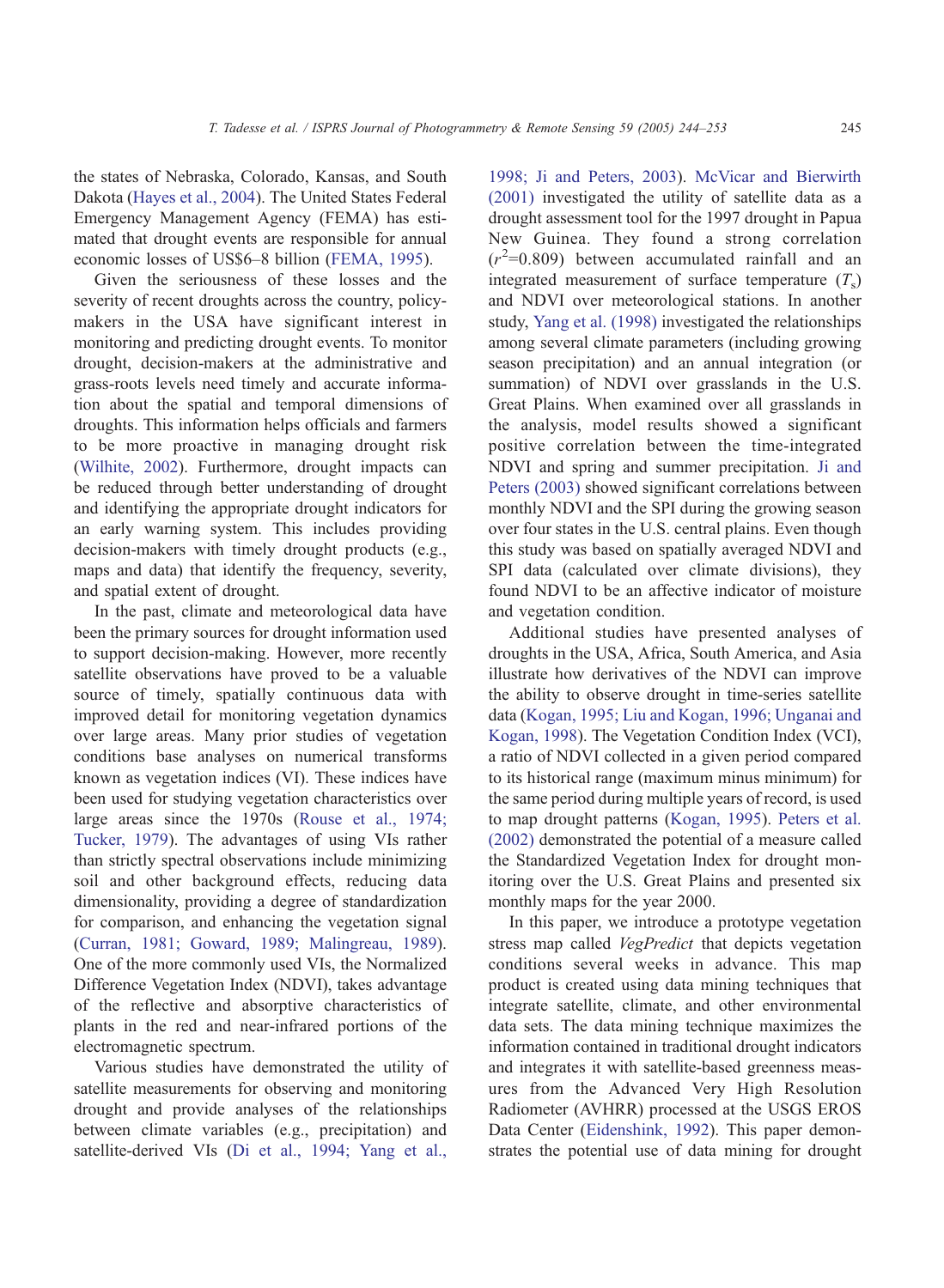the states of Nebraska, Colorado, Kansas, and South Dakota (Hayes et al., 2004). The United States Federal Emergency Management Agency (FEMA) has estimated that drought events are responsible for annual economic losses of US$6–8 billion (FEMA, 1995).

Given the seriousness of these losses and the severity of recent droughts across the country, policymakers in the USA have significant interest in monitoring and predicting drought events. To monitor drought, decision-makers at the administrative and grass-roots levels need timely and accurate information about the spatial and temporal dimensions of droughts. This information helps officials and farmers to be more proactive in managing drought risk (Wilhite, 2002). Furthermore, drought impacts can be reduced through better understanding of drought and identifying the appropriate drought indicators for an early warning system. This includes providing decision-makers with timely drought products (e.g., maps and data) that identify the frequency, severity, and spatial extent of drought.

In the past, climate and meteorological data have been the primary sources for drought information used to support decision-making. However, more recently satellite observations have proved to be a valuable source of timely, spatially continuous data with improved detail for monitoring vegetation dynamics over large areas. Many prior studies of vegetation conditions base analyses on numerical transforms known as vegetation indices (VI). These indices have been used for studying vegetation characteristics over large areas since the 1970s (Rouse et al., 1974; Tucker, 1979). The advantages of using VIs rather than strictly spectral observations include minimizing soil and other background effects, reducing data dimensionality, providing a degree of standardization for comparison, and enhancing the vegetation signal (Curran, 1981; Goward, 1989; Malingreau, 1989). One of the more commonly used VIs, the Normalized Difference Vegetation Index (NDVI), takes advantage of the reflective and absorptive characteristics of plants in the red and near-infrared portions of the electromagnetic spectrum.

Various studies have demonstrated the utility of satellite measurements for observing and monitoring drought and provide analyses of the relationships between climate variables (e.g., precipitation) and satellite-derived VIs (Di et al., 1994; Yang et al., 1998; Ji and Peters, 2003). McVicar and Bierwirth (2001) investigated the utility of satellite data as a drought assessment tool for the 1997 drought in Papua New Guinea. They found a strong correlation ($r^2$=0.809) between accumulated rainfall and an integrated measurement of surface temperature ($T_s$) and NDVI over meteorological stations. In another study, Yang et al. (1998) investigated the relationships among several climate parameters (including growing season precipitation) and an annual integration (or summation) of NDVI over grasslands in the U.S. Great Plains. When examined over all grasslands in the analysis, model results showed a significant positive correlation between the time-integrated NDVI and spring and summer precipitation. Ji and Peters (2003) showed significant correlations between monthly NDVI and the SPI during the growing season over four states in the U.S. central plains. Even though this study was based on spatially averaged NDVI and SPI data (calculated over climate divisions), they found NDVI to be an affective indicator of moisture and vegetation condition.

Additional studies have presented analyses of droughts in the USA, Africa, South America, and Asia illustrate how derivatives of the NDVI can improve the ability to observe drought in time-series satellite data (Kogan, 1995; Liu and Kogan, 1996; Unganai and Kogan, 1998). The Vegetation Condition Index (VCI), a ratio of NDVI collected in a given period compared to its historical range (maximum minus minimum) for the same period during multiple years of record, is used to map drought patterns (Kogan, 1995). Peters et al. (2002) demonstrated the potential of a measure called the Standardized Vegetation Index for drought monitoring over the U.S. Great Plains and presented six monthly maps for the year 2000.

In this paper, we introduce a prototype vegetation stress map called *VegPredict* that depicts vegetation conditions several weeks in advance. This map product is created using data mining techniques that integrate satellite, climate, and other environmental data sets. The data mining technique maximizes the information contained in traditional drought indicators and integrates it with satellite-based greenness measures from the Advanced Very High Resolution Radiometer (AVHRR) processed at the USGS EROS Data Center (Eidenshink, 1992). This paper demonstrates the potential use of data mining for drought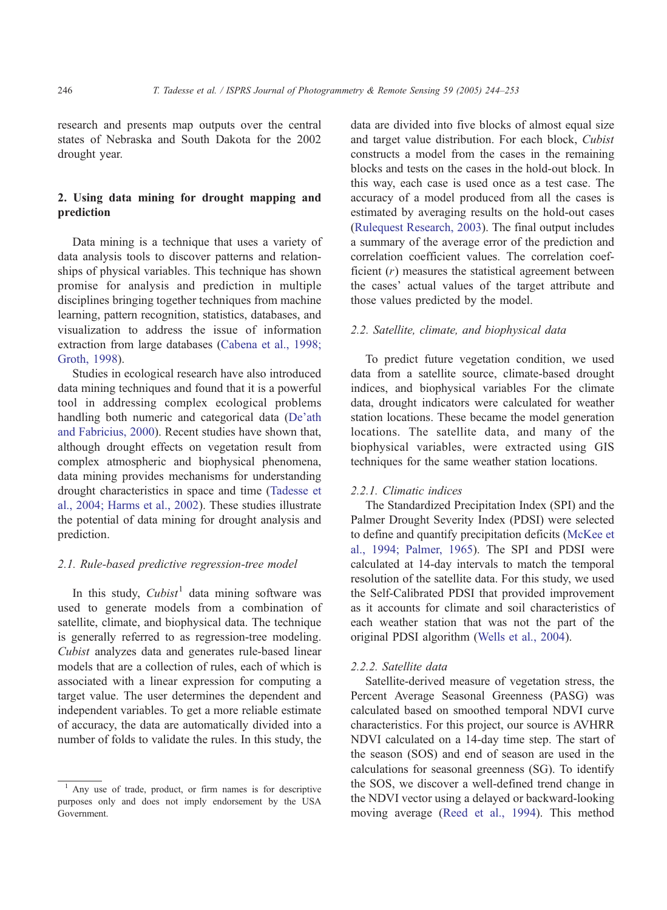research and presents map outputs over the central states of Nebraska and South Dakota for the 2002 drought year.

## 2. Using data mining for drought mapping and prediction

Data mining is a technique that uses a variety of data analysis tools to discover patterns and relationships of physical variables. This technique has shown promise for analysis and prediction in multiple disciplines bringing together techniques from machine learning, pattern recognition, statistics, databases, and visualization to address the issue of information extraction from large databases (Cabena et al., 1998; Groth, 1998).

Studies in ecological research have also introduced data mining techniques and found that it is a powerful tool in addressing complex ecological problems handling both numeric and categorical data (De'ath and Fabricius, 2000). Recent studies have shown that, although drought effects on vegetation result from complex atmospheric and biophysical phenomena, data mining provides mechanisms for understanding drought characteristics in space and time (Tadesse et al., 2004; Harms et al., 2002). These studies illustrate the potential of data mining for drought analysis and prediction.

### 2.1. Rule-based predictive regression-tree model

In this study, *Cubist*[1] data mining software was used to generate models from a combination of satellite, climate, and biophysical data. The technique is generally referred to as regression-tree modeling. *Cubist* analyzes data and generates rule-based linear models that are a collection of rules, each of which is associated with a linear expression for computing a target value. The user determines the dependent and independent variables. To get a more reliable estimate of accuracy, the data are automatically divided into a number of folds to validate the rules. In this study, the data are divided into five blocks of almost equal size and target value distribution. For each block, *Cubist* constructs a model from the cases in the remaining blocks and tests on the cases in the hold-out block. In this way, each case is used once as a test case. The accuracy of a model produced from all the cases is estimated by averaging results on the hold-out cases (Rulequest Research, 2003). The final output includes a summary of the average error of the prediction and correlation coefficient values. The correlation coefficient ($r$) measures the statistical agreement between the cases' actual values of the target attribute and those values predicted by the model.

### 2.2. Satellite, climate, and biophysical data

To predict future vegetation condition, we used data from a satellite source, climate-based drought indices, and biophysical variables For the climate data, drought indicators were calculated for weather station locations. These became the model generation locations. The satellite data, and many of the biophysical variables, were extracted using GIS techniques for the same weather station locations.

#### 2.2.1. Climatic indices

The Standardized Precipitation Index (SPI) and the Palmer Drought Severity Index (PDSI) were selected to define and quantify precipitation deficits (McKee et al., 1994; Palmer, 1965). The SPI and PDSI were calculated at 14-day intervals to match the temporal resolution of the satellite data. For this study, we used the Self-Calibrated PDSI that provided improvement as it accounts for climate and soil characteristics of each weather station that was not the part of the original PDSI algorithm (Wells et al., 2004).

#### 2.2.2. Satellite data

Satellite-derived measure of vegetation stress, the Percent Average Seasonal Greenness (PASG) was calculated based on smoothed temporal NDVI curve characteristics. For this project, our source is AVHRR NDVI calculated on a 14-day time step. The start of the season (SOS) and end of season are used in the calculations for seasonal greenness (SG). To identify the SOS, we discover a well-defined trend change in the NDVI vector using a delayed or backward-looking moving average (Reed et al., 1994). This method

[1] Any use of trade, product, or firm names is for descriptive purposes only and does not imply endorsement by the USA Government.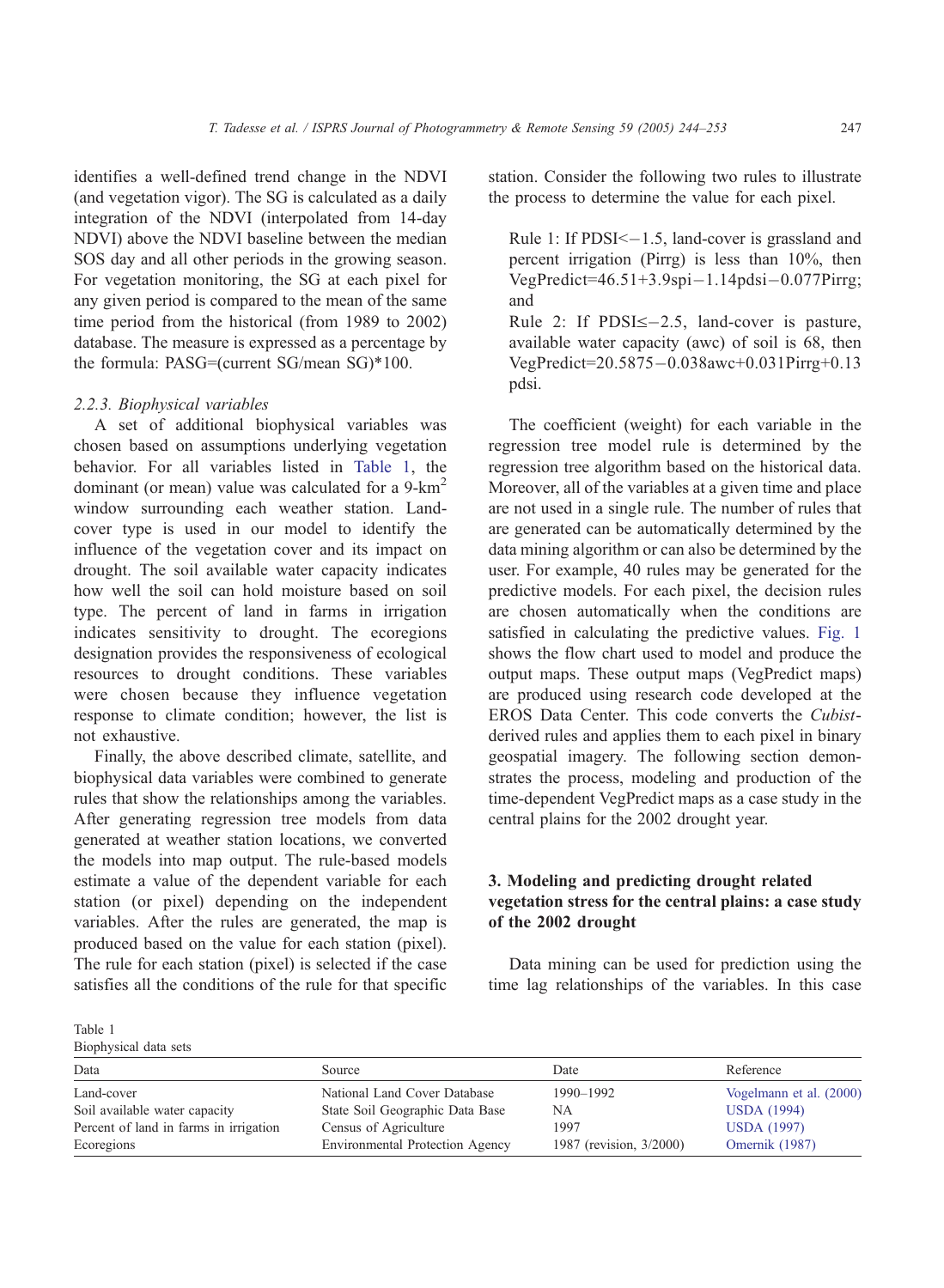identifies a well-defined trend change in the NDVI (and vegetation vigor). The SG is calculated as a daily integration of the NDVI (interpolated from 14-day NDVI) above the NDVI baseline between the median SOS day and all other periods in the growing season. For vegetation monitoring, the SG at each pixel for any given period is compared to the mean of the same time period from the historical (from 1989 to 2002) database. The measure is expressed as a percentage by the formula: PASG=(current SG/mean SG)*100.

### 2.2.3. Biophysical variables

A set of additional biophysical variables was chosen based on assumptions underlying vegetation behavior. For all variables listed in Table 1, the dominant (or mean) value was calculated for a 9-km$^2$ window surrounding each weather station. Land-cover type is used in our model to identify the influence of the vegetation cover and its impact on drought. The soil available water capacity indicates how well the soil can hold moisture based on soil type. The percent of land in farms in irrigation indicates sensitivity to drought. The ecoregions designation provides the responsiveness of ecological resources to drought conditions. These variables were chosen because they influence vegetation response to climate condition; however, the list is not exhaustive.

Finally, the above described climate, satellite, and biophysical data variables were combined to generate rules that show the relationships among the variables. After generating regression tree models from data generated at weather station locations, we converted the models into map output. The rule-based models estimate a value of the dependent variable for each station (or pixel) depending on the independent variables. After the rules are generated, the map is produced based on the value for each station (pixel). The rule for each station (pixel) is selected if the case satisfies all the conditions of the rule for that specific station. Consider the following two rules to illustrate the process to determine the value for each pixel.

> Rule 1: If PDSI$<-1.5$, land-cover is grassland and percent irrigation (Pirrg) is less than 10%, then VegPredict=46.51+3.9spi−1.14pdsi−0.077Pirrg; and
>
> Rule 2: If PDSI$\leq-2.5$, land-cover is pasture, available water capacity (awc) of soil is 68, then VegPredict=20.5875−0.038awc+0.031Pirrg+0.13 pdsi.

The coefficient (weight) for each variable in the regression tree model rule is determined by the regression tree algorithm based on the historical data. Moreover, all of the variables at a given time and place are not used in a single rule. The number of rules that are generated can be automatically determined by the data mining algorithm or can also be determined by the user. For example, 40 rules may be generated for the predictive models. For each pixel, the decision rules are chosen automatically when the conditions are satisfied in calculating the predictive values. Fig. 1 shows the flow chart used to model and produce the output maps. These output maps (VegPredict maps) are produced using research code developed at the EROS Data Center. This code converts the *Cubist*-derived rules and applies them to each pixel in binary geospatial imagery. The following section demonstrates the process, modeling and production of the time-dependent VegPredict maps as a case study in the central plains for the 2002 drought year.

## 3. Modeling and predicting drought related vegetation stress for the central plains: a case study of the 2002 drought

Data mining can be used for prediction using the time lag relationships of the variables. In this case

Table 1
Biophysical data sets

| Data | Source | Date | Reference |
|---|---|---|---|
| Land-cover | National Land Cover Database | 1990–1992 | Vogelmann et al. (2000) |
| Soil available water capacity | State Soil Geographic Data Base | NA | USDA (1994) |
| Percent of land in farms in irrigation | Census of Agriculture | 1997 | USDA (1997) |
| Ecoregions | Environmental Protection Agency | 1987 (revision, 3/2000) | Omernik (1987) |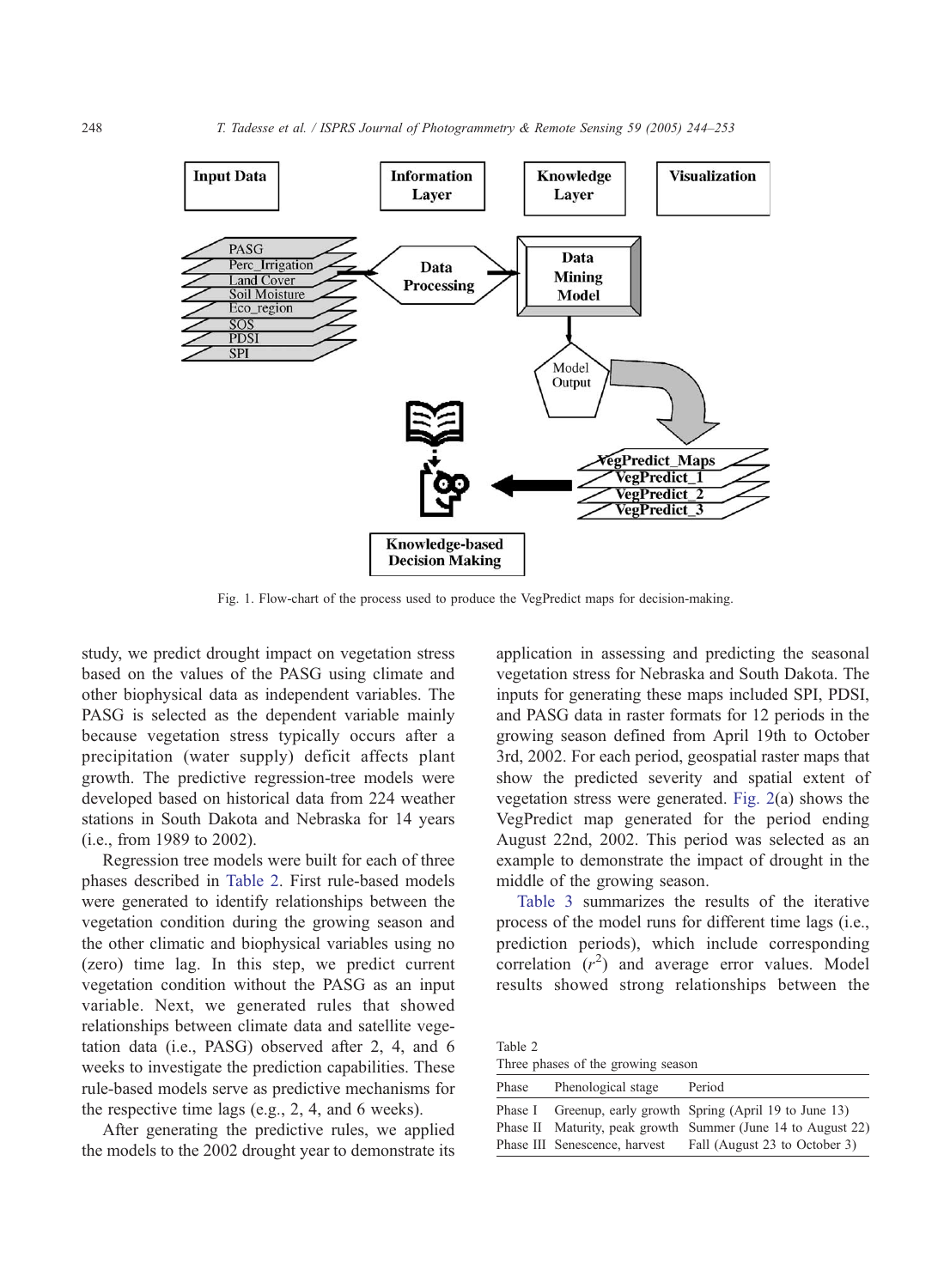Fig. 1. Flow-chart of the process used to produce the VegPredict maps for decision-making.

study, we predict drought impact on vegetation stress based on the values of the PASG using climate and other biophysical data as independent variables. The PASG is selected as the dependent variable mainly because vegetation stress typically occurs after a precipitation (water supply) deficit affects plant growth. The predictive regression-tree models were developed based on historical data from 224 weather stations in South Dakota and Nebraska for 14 years (i.e., from 1989 to 2002).

Regression tree models were built for each of three phases described in Table 2. First rule-based models were generated to identify relationships between the vegetation condition during the growing season and the other climatic and biophysical variables using no (zero) time lag. In this step, we predict current vegetation condition without the PASG as an input variable. Next, we generated rules that showed relationships between climate data and satellite vegetation data (i.e., PASG) observed after 2, 4, and 6 weeks to investigate the prediction capabilities. These rule-based models serve as predictive mechanisms for the respective time lags (e.g., 2, 4, and 6 weeks).

After generating the predictive rules, we applied the models to the 2002 drought year to demonstrate its application in assessing and predicting the seasonal vegetation stress for Nebraska and South Dakota. The inputs for generating these maps included SPI, PDSI, and PASG data in raster formats for 12 periods in the growing season defined from April 19th to October 3rd, 2002. For each period, geospatial raster maps that show the predicted severity and spatial extent of vegetation stress were generated. Fig. 2(a) shows the VegPredict map generated for the period ending August 22nd, 2002. This period was selected as an example to demonstrate the impact of drought in the middle of the growing season.

Table 3 summarizes the results of the iterative process of the model runs for different time lags (i.e., prediction periods), which include corresponding correlation ($r^2$) and average error values. Model results showed strong relationships between the

Table 2
Three phases of the growing season

| Phase | Phenological stage | Period |
|---|---|---|
| Phase I | Greenup, early growth | Spring (April 19 to June 13) |
| Phase II | Maturity, peak growth | Summer (June 14 to August 22) |
| Phase III | Senescence, harvest | Fall (August 23 to October 3) |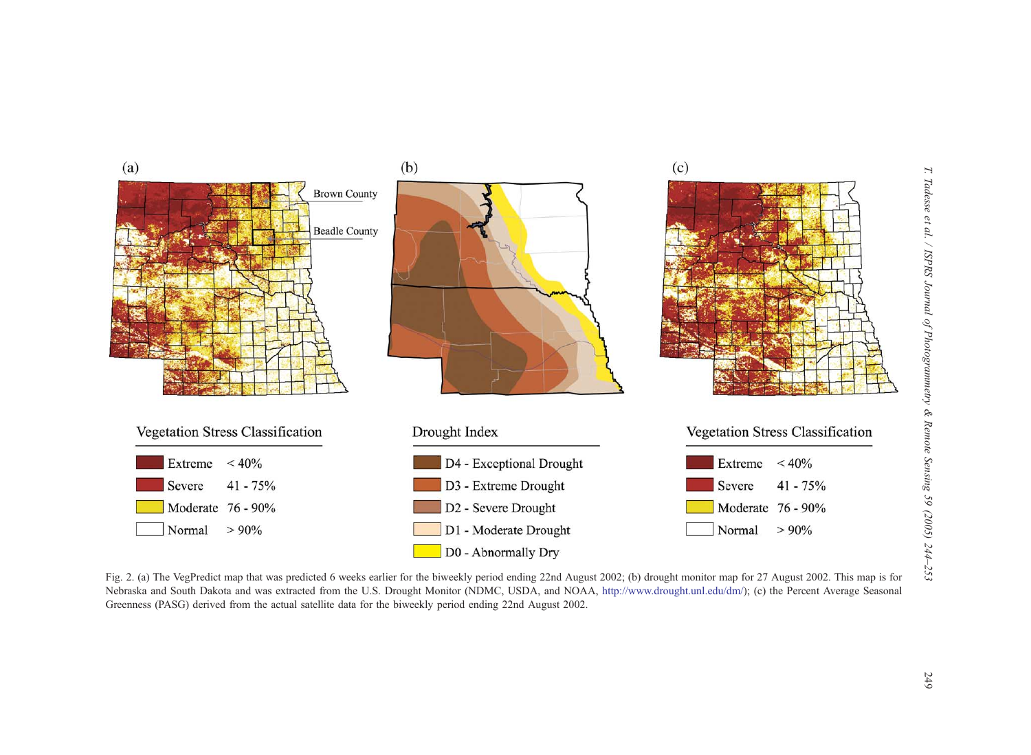Fig. 2. (a) The VegPredict map that was predicted 6 weeks earlier for the biweekly period ending 22nd August 2002; (b) drought monitor map for 27 August 2002. This map is for Nebraska and South Dakota and was extracted from the U.S. Drought Monitor (NDMC, USDA, and NOAA, http://www.drought.unl.edu/dm/); (c) the Percent Average Seasonal Greenness (PASG) derived from the actual satellite data for the biweekly period ending 22nd August 2002.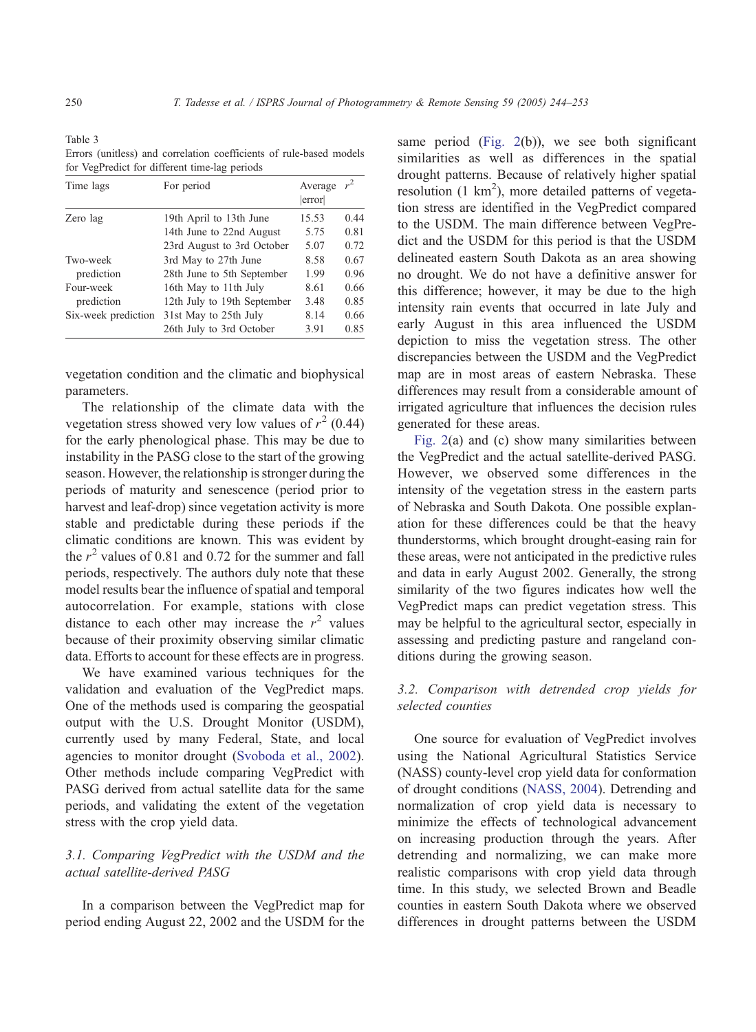Table 3
Errors (unitless) and correlation coefficients of rule-based models for VegPredict for different time-lag periods

| Time lags | For period | Average \|error\| | $r^2$ |
|---|---|---|---|
| Zero lag | 19th April to 13th June | 15.53 | 0.44 |
| | 14th June to 22nd August | 5.75 | 0.81 |
| | 23rd August to 3rd October | 5.07 | 0.72 |
| Two-week prediction | 3rd May to 27th June | 8.58 | 0.67 |
| | 28th June to 5th September | 1.99 | 0.96 |
| Four-week prediction | 16th May to 11th July | 8.61 | 0.66 |
| | 12th July to 19th September | 3.48 | 0.85 |
| Six-week prediction | 31st May to 25th July | 8.14 | 0.66 |
| | 26th July to 3rd October | 3.91 | 0.85 |

vegetation condition and the climatic and biophysical parameters.

The relationship of the climate data with the vegetation stress showed very low values of $r^2$ (0.44) for the early phenological phase. This may be due to instability in the PASG close to the start of the growing season. However, the relationship is stronger during the periods of maturity and senescence (period prior to harvest and leaf-drop) since vegetation activity is more stable and predictable during these periods if the climatic conditions are known. This was evident by the $r^2$ values of 0.81 and 0.72 for the summer and fall periods, respectively. The authors duly note that these model results bear the influence of spatial and temporal autocorrelation. For example, stations with close distance to each other may increase the $r^2$ values because of their proximity observing similar climatic data. Efforts to account for these effects are in progress.

We have examined various techniques for the validation and evaluation of the VegPredict maps. One of the methods used is comparing the geospatial output with the U.S. Drought Monitor (USDM), currently used by many Federal, State, and local agencies to monitor drought (Svoboda et al., 2002). Other methods include comparing VegPredict with PASG derived from actual satellite data for the same periods, and validating the extent of the vegetation stress with the crop yield data.

### 3.1. Comparing VegPredict with the USDM and the actual satellite-derived PASG

In a comparison between the VegPredict map for period ending August 22, 2002 and the USDM for the same period (Fig. 2(b)), we see both significant similarities as well as differences in the spatial drought patterns. Because of relatively higher spatial resolution (1 $km^2$), more detailed patterns of vegetation stress are identified in the VegPredict compared to the USDM. The main difference between VegPredict and the USDM for this period is that the USDM delineated eastern South Dakota as an area showing no drought. We do not have a definitive answer for this difference; however, it may be due to the high intensity rain events that occurred in late July and early August in this area influenced the USDM depiction to miss the vegetation stress. The other discrepancies between the USDM and the VegPredict map are in most areas of eastern Nebraska. These differences may result from a considerable amount of irrigated agriculture that influences the decision rules generated for these areas.

Fig. 2(a) and (c) show many similarities between the VegPredict and the actual satellite-derived PASG. However, we observed some differences in the intensity of the vegetation stress in the eastern parts of Nebraska and South Dakota. One possible explanation for these differences could be that the heavy thunderstorms, which brought drought-easing rain for these areas, were not anticipated in the predictive rules and data in early August 2002. Generally, the strong similarity of the two figures indicates how well the VegPredict maps can predict vegetation stress. This may be helpful to the agricultural sector, especially in assessing and predicting pasture and rangeland conditions during the growing season.

### 3.2. Comparison with detrended crop yields for selected counties

One source for evaluation of VegPredict involves using the National Agricultural Statistics Service (NASS) county-level crop yield data for conformation of drought conditions (NASS, 2004). Detrending and normalization of crop yield data is necessary to minimize the effects of technological advancement on increasing production through the years. After detrending and normalizing, we can make more realistic comparisons with crop yield data through time. In this study, we selected Brown and Beadle counties in eastern South Dakota where we observed differences in drought patterns between the USDM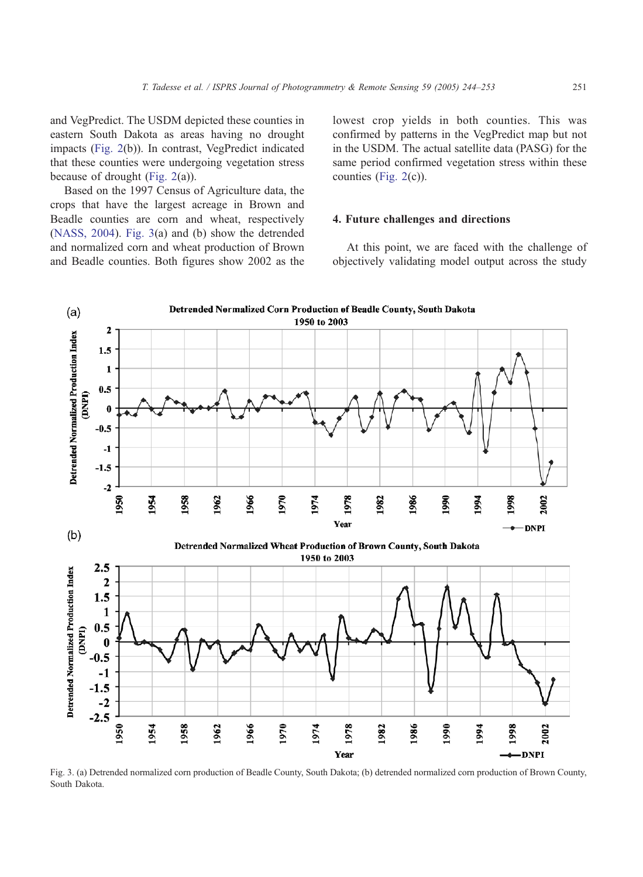and VegPredict. The USDM depicted these counties in eastern South Dakota as areas having no drought impacts (Fig. 2(b)). In contrast, VegPredict indicated that these counties were undergoing vegetation stress because of drought (Fig. 2(a)).

Based on the 1997 Census of Agriculture data, the crops that have the largest acreage in Brown and Beadle counties are corn and wheat, respectively (NASS, 2004). Fig. 3(a) and (b) show the detrended and normalized corn and wheat production of Brown and Beadle counties. Both figures show 2002 as the lowest crop yields in both counties. This was confirmed by patterns in the VegPredict map but not in the USDM. The actual satellite data (PASG) for the same period confirmed vegetation stress within these counties (Fig. 2(c)).

## 4. Future challenges and directions

At this point, we are faced with the challenge of objectively validating model output across the study

Fig. 3. (a) Detrended normalized corn production of Beadle County, South Dakota; (b) detrended normalized corn production of Brown County, South Dakota.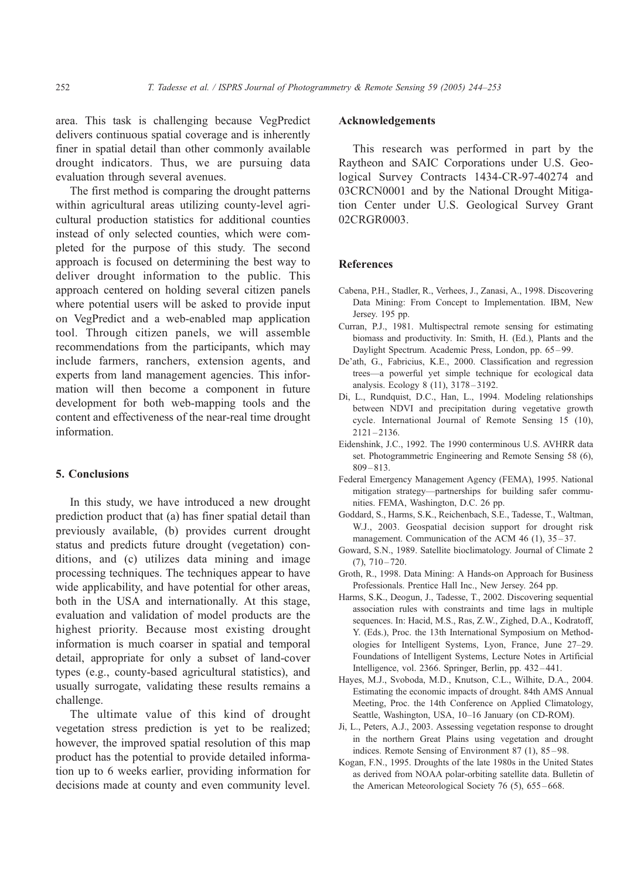area. This task is challenging because VegPredict delivers continuous spatial coverage and is inherently finer in spatial detail than other commonly available drought indicators. Thus, we are pursuing data evaluation through several avenues.

The first method is comparing the drought patterns within agricultural areas utilizing county-level agricultural production statistics for additional counties instead of only selected counties, which were completed for the purpose of this study. The second approach is focused on determining the best way to deliver drought information to the public. This approach centered on holding several citizen panels where potential users will be asked to provide input on VegPredict and a web-enabled map application tool. Through citizen panels, we will assemble recommendations from the participants, which may include farmers, ranchers, extension agents, and experts from land management agencies. This information will then become a component in future development for both web-mapping tools and the content and effectiveness of the near-real time drought information.

## 5. Conclusions

In this study, we have introduced a new drought prediction product that (a) has finer spatial detail than previously available, (b) provides current drought status and predicts future drought (vegetation) conditions, and (c) utilizes data mining and image processing techniques. The techniques appear to have wide applicability, and have potential for other areas, both in the USA and internationally. At this stage, evaluation and validation of model products are the highest priority. Because most existing drought information is much coarser in spatial and temporal detail, appropriate for only a subset of land-cover types (e.g., county-based agricultural statistics), and usually surrogate, validating these results remains a challenge.

The ultimate value of this kind of drought vegetation stress prediction is yet to be realized; however, the improved spatial resolution of this map product has the potential to provide detailed information up to 6 weeks earlier, providing information for decisions made at county and even community level.

## Acknowledgements

This research was performed in part by the Raytheon and SAIC Corporations under U.S. Geological Survey Contracts 1434-CR-97-40274 and 03CRCN0001 and by the National Drought Mitigation Center under U.S. Geological Survey Grant 02CRGR0003.

## References

Cabena, P.H., Stadler, R., Verhees, J., Zanasi, A., 1998. Discovering Data Mining: From Concept to Implementation. IBM, New Jersey. 195 pp.

Curran, P.J., 1981. Multispectral remote sensing for estimating biomass and productivity. In: Smith, H. (Ed.), Plants and the Daylight Spectrum. Academic Press, London, pp. 65–99.

De'ath, G., Fabricius, K.E., 2000. Classification and regression trees—a powerful yet simple technique for ecological data analysis. Ecology 8 (11), 3178–3192.

Di, L., Rundquist, D.C., Han, L., 1994. Modeling relationships between NDVI and precipitation during vegetative growth cycle. International Journal of Remote Sensing 15 (10), 2121–2136.

Eidenshink, J.C., 1992. The 1990 conterminous U.S. AVHRR data set. Photogrammetric Engineering and Remote Sensing 58 (6), 809–813.

Federal Emergency Management Agency (FEMA), 1995. National mitigation strategy—partnerships for building safer communities. FEMA, Washington, D.C. 26 pp.

Goddard, S., Harms, S.K., Reichenbach, S.E., Tadesse, T., Waltman, W.J., 2003. Geospatial decision support for drought risk management. Communication of the ACM 46 (1), 35–37.

Goward, S.N., 1989. Satellite bioclimatology. Journal of Climate 2 (7), 710–720.

Groth, R., 1998. Data Mining: A Hands-on Approach for Business Professionals. Prentice Hall Inc., New Jersey. 264 pp.

Harms, S.K., Deogun, J., Tadesse, T., 2002. Discovering sequential association rules with constraints and time lags in multiple sequences. In: Hacid, M.S., Ras, Z.W., Zighed, D.A., Kodratoff, Y. (Eds.), Proc. the 13th International Symposium on Methodologies for Intelligent Systems, Lyon, France, June 27–29. Foundations of Intelligent Systems, Lecture Notes in Artificial Intelligence, vol. 2366. Springer, Berlin, pp. 432–441.

Hayes, M.J., Svoboda, M.D., Knutson, C.L., Wilhite, D.A., 2004. Estimating the economic impacts of drought. 84th AMS Annual Meeting, Proc. the 14th Conference on Applied Climatology, Seattle, Washington, USA, 10–16 January (on CD-ROM).

Ji, L., Peters, A.J., 2003. Assessing vegetation response to drought in the northern Great Plains using vegetation and drought indices. Remote Sensing of Environment 87 (1), 85–98.

Kogan, F.N., 1995. Droughts of the late 1980s in the United States as derived from NOAA polar-orbiting satellite data. Bulletin of the American Meteorological Society 76 (5), 655–668.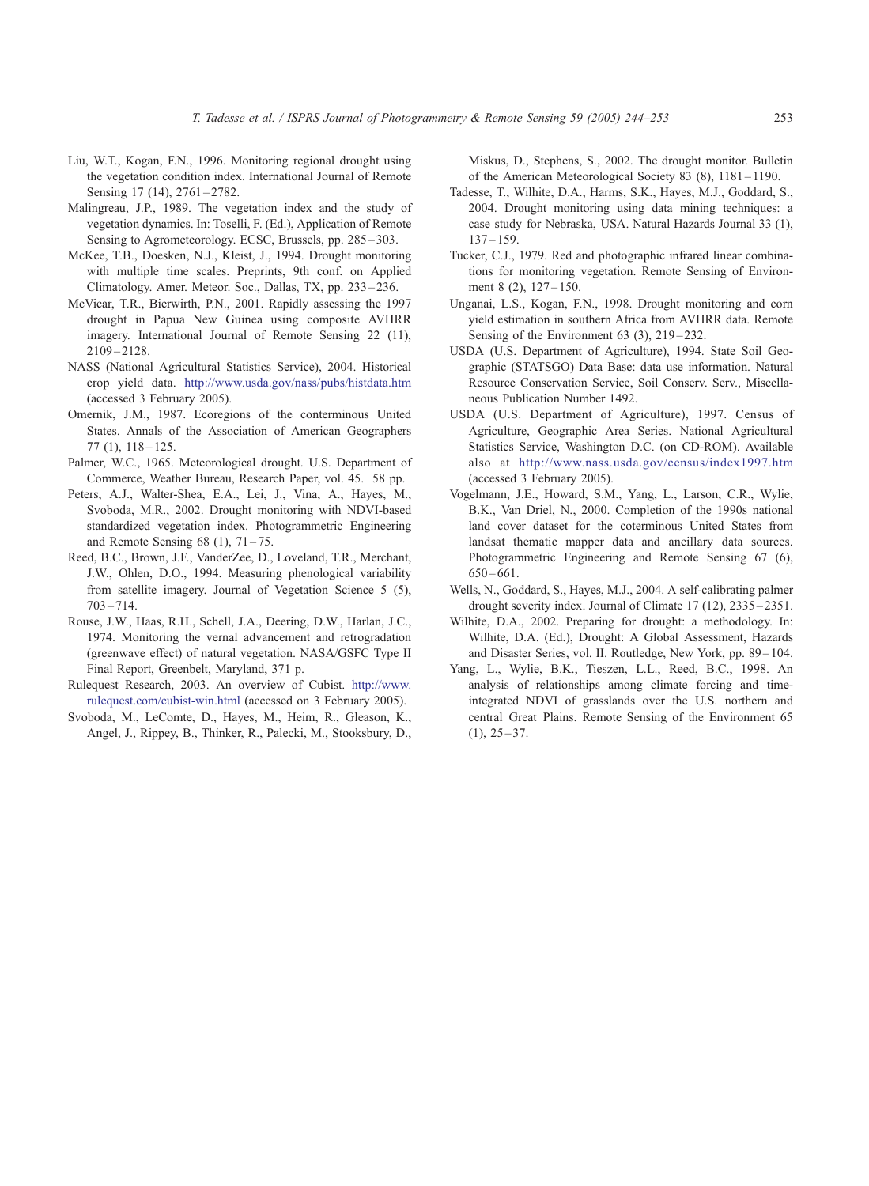Liu, W.T., Kogan, F.N., 1996. Monitoring regional drought using the vegetation condition index. International Journal of Remote Sensing 17 (14), 2761–2782.

Malingreau, J.P., 1989. The vegetation index and the study of vegetation dynamics. In: Toselli, F. (Ed.), Application of Remote Sensing to Agrometeorology. ECSC, Brussels, pp. 285–303.

McKee, T.B., Doesken, N.J., Kleist, J., 1994. Drought monitoring with multiple time scales. Preprints, 9th conf. on Applied Climatology. Amer. Meteor. Soc., Dallas, TX, pp. 233–236.

McVicar, T.R., Bierwirth, P.N., 2001. Rapidly assessing the 1997 drought in Papua New Guinea using composite AVHRR imagery. International Journal of Remote Sensing 22 (11), 2109–2128.

NASS (National Agricultural Statistics Service), 2004. Historical crop yield data. http://www.usda.gov/nass/pubs/histdata.htm (accessed 3 February 2005).

Omernik, J.M., 1987. Ecoregions of the conterminous United States. Annals of the Association of American Geographers 77 (1), 118–125.

Palmer, W.C., 1965. Meteorological drought. U.S. Department of Commerce, Weather Bureau, Research Paper, vol. 45. 58 pp.

Peters, A.J., Walter-Shea, E.A., Lei, J., Vina, A., Hayes, M., Svoboda, M.R., 2002. Drought monitoring with NDVI-based standardized vegetation index. Photogrammetric Engineering and Remote Sensing 68 (1), 71–75.

Reed, B.C., Brown, J.F., VanderZee, D., Loveland, T.R., Merchant, J.W., Ohlen, D.O., 1994. Measuring phenological variability from satellite imagery. Journal of Vegetation Science 5 (5), 703–714.

Rouse, J.W., Haas, R.H., Schell, J.A., Deering, D.W., Harlan, J.C., 1974. Monitoring the vernal advancement and retrogradation (greenwave effect) of natural vegetation. NASA/GSFC Type II Final Report, Greenbelt, Maryland, 371 p.

Rulequest Research, 2003. An overview of Cubist. http://www.rulequest.com/cubist-win.html (accessed on 3 February 2005).

Svoboda, M., LeComte, D., Hayes, M., Heim, R., Gleason, K., Angel, J., Rippey, B., Thinker, R., Palecki, M., Stooksbury, D., Miskus, D., Stephens, S., 2002. The drought monitor. Bulletin of the American Meteorological Society 83 (8), 1181–1190.

Tadesse, T., Wilhite, D.A., Harms, S.K., Hayes, M.J., Goddard, S., 2004. Drought monitoring using data mining techniques: a case study for Nebraska, USA. Natural Hazards Journal 33 (1), 137–159.

Tucker, C.J., 1979. Red and photographic infrared linear combinations for monitoring vegetation. Remote Sensing of Environment 8 (2), 127–150.

Unganai, L.S., Kogan, F.N., 1998. Drought monitoring and corn yield estimation in southern Africa from AVHRR data. Remote Sensing of the Environment 63 (3), 219–232.

USDA (U.S. Department of Agriculture), 1994. State Soil Geographic (STATSGO) Data Base: data use information. Natural Resource Conservation Service, Soil Conserv. Serv., Miscellaneous Publication Number 1492.

USDA (U.S. Department of Agriculture), 1997. Census of Agriculture, Geographic Area Series. National Agricultural Statistics Service, Washington D.C. (on CD-ROM). Available also at http://www.nass.usda.gov/census/index1997.htm (accessed 3 February 2005).

Vogelmann, J.E., Howard, S.M., Yang, L., Larson, C.R., Wylie, B.K., Van Driel, N., 2000. Completion of the 1990s national land cover dataset for the coterminous United States from landsat thematic mapper data and ancillary data sources. Photogrammetric Engineering and Remote Sensing 67 (6), 650–661.

Wells, N., Goddard, S., Hayes, M.J., 2004. A self-calibrating palmer drought severity index. Journal of Climate 17 (12), 2335–2351.

Wilhite, D.A., 2002. Preparing for drought: a methodology. In: Wilhite, D.A. (Ed.), Drought: A Global Assessment, Hazards and Disaster Series, vol. II. Routledge, New York, pp. 89–104.

Yang, L., Wylie, B.K., Tieszen, L.L., Reed, B.C., 1998. An analysis of relationships among climate forcing and time-integrated NDVI of grasslands over the U.S. northern and central Great Plains. Remote Sensing of the Environment 65 (1), 25–37.